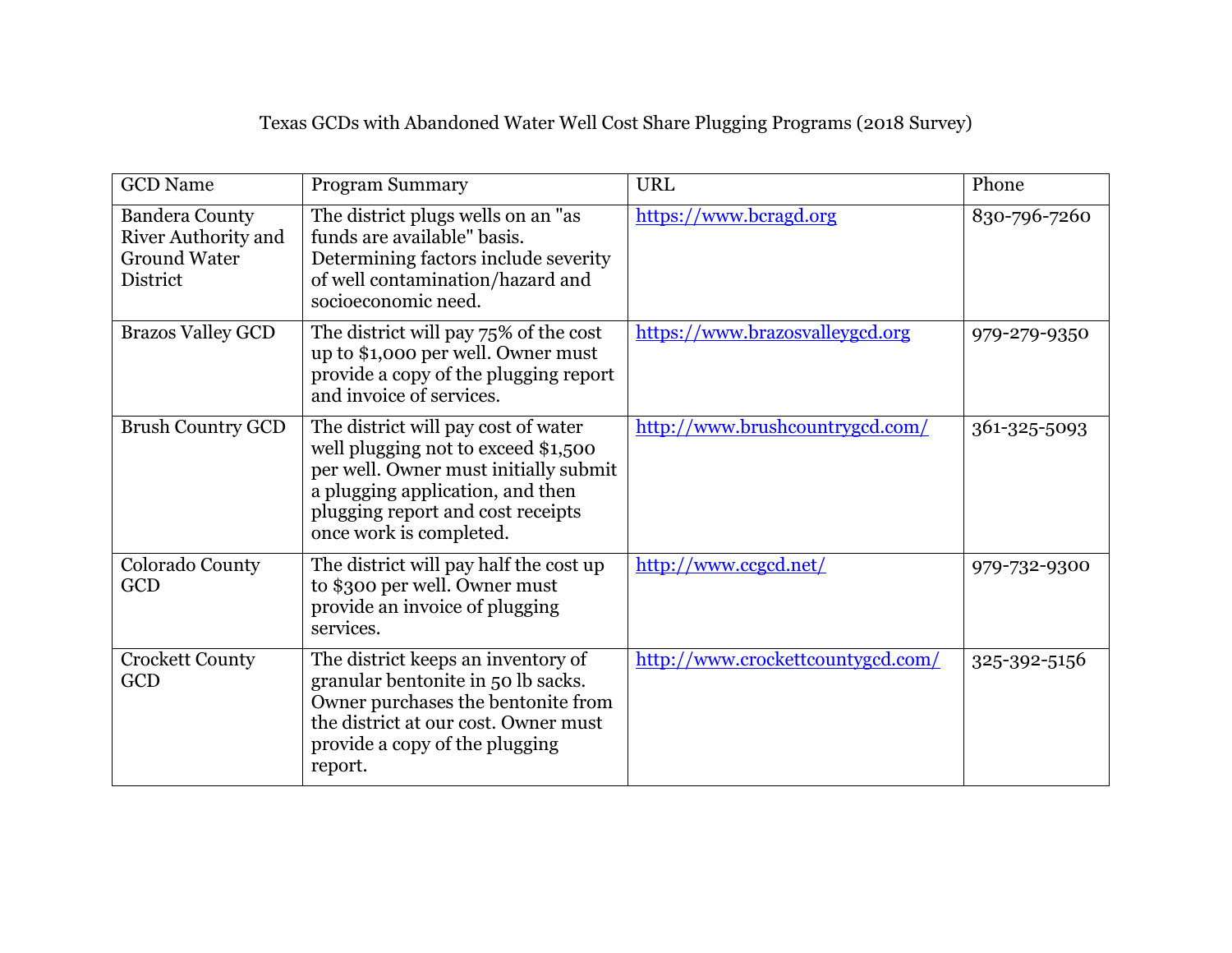# Texas GCDs with Abandoned Water Well Cost Share Plugging Programs (2018 Survey)

| GCD Name | Program Summary | URL | Phone |
| --- | --- | --- | --- |
| Bandera County River Authority and Ground Water District | The district plugs wells on an "as funds are available" basis. Determining factors include severity of well contamination/hazard and socioeconomic need. | https://www.bcragd.org | 830-796-7260 |
| Brazos Valley GCD | The district will pay 75% of the cost up to $1,000 per well. Owner must provide a copy of the plugging report and invoice of services. | https://www.brazosvalleygcd.org | 979-279-9350 |
| Brush Country GCD | The district will pay cost of water well plugging not to exceed $1,500 per well. Owner must initially submit a plugging application, and then plugging report and cost receipts once work is completed. | http://www.brushcountrygcd.com/ | 361-325-5093 |
| Colorado County GCD | The district will pay half the cost up to $300 per well. Owner must provide an invoice of plugging services. | http://www.ccgcd.net/ | 979-732-9300 |
| Crockett County GCD | The district keeps an inventory of granular bentonite in 50 lb sacks. Owner purchases the bentonite from the district at our cost. Owner must provide a copy of the plugging report. | http://www.crockettcountygcd.com/ | 325-392-5156 |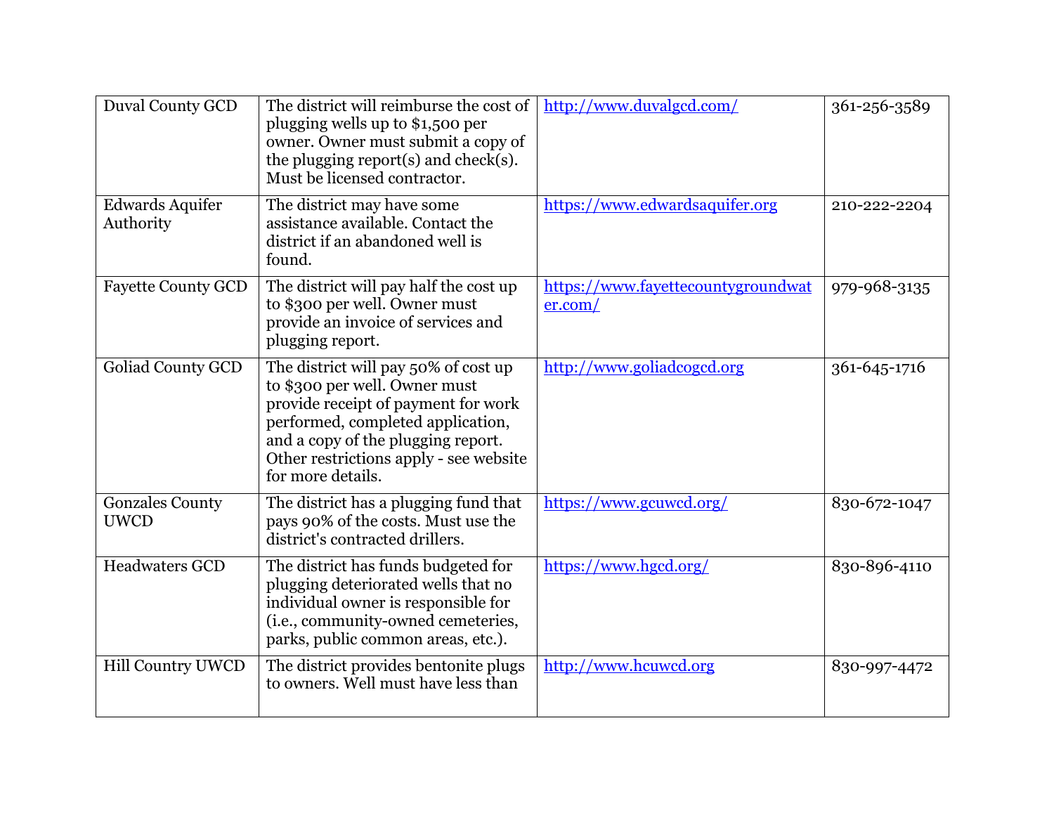| Duval County GCD | The district will reimburse the cost of plugging wells up to $1,500 per owner. Owner must submit a copy of the plugging report(s) and check(s). Must be licensed contractor. | http://www.duvalgcd.com/ | 361-256-3589 |
|---|---|---|---|
| Edwards Aquifer Authority | The district may have some assistance available. Contact the district if an abandoned well is found. | https://www.edwardsaquifer.org | 210-222-2204 |
| Fayette County GCD | The district will pay half the cost up to $300 per well. Owner must provide an invoice of services and plugging report. | https://www.fayettecountygroundwater.com/ | 979-968-3135 |
| Goliad County GCD | The district will pay 50% of cost up to $300 per well. Owner must provide receipt of payment for work performed, completed application, and a copy of the plugging report. Other restrictions apply - see website for more details. | http://www.goliadcogcd.org | 361-645-1716 |
| Gonzales County UWCD | The district has a plugging fund that pays 90% of the costs. Must use the district's contracted drillers. | https://www.gcuwcd.org/ | 830-672-1047 |
| Headwaters GCD | The district has funds budgeted for plugging deteriorated wells that no individual owner is responsible for (i.e., community-owned cemeteries, parks, public common areas, etc.). | https://www.hgcd.org/ | 830-896-4110 |
| Hill Country UWCD | The district provides bentonite plugs to owners. Well must have less than | http://www.hcuwcd.org | 830-997-4472 |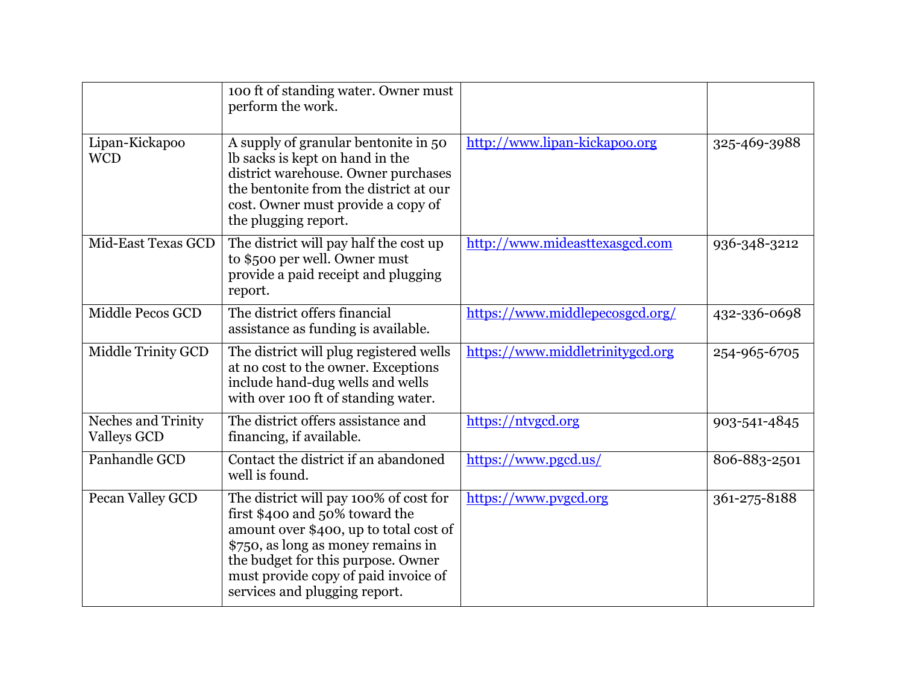| | | | |
|---|---|---|---|
| | 100 ft of standing water. Owner must perform the work. | | |
| Lipan-Kickapoo WCD | A supply of granular bentonite in 50 lb sacks is kept on hand in the district warehouse. Owner purchases the bentonite from the district at our cost. Owner must provide a copy of the plugging report. | http://www.lipan-kickapoo.org | 325-469-3988 |
| Mid-East Texas GCD | The district will pay half the cost up to $500 per well. Owner must provide a paid receipt and plugging report. | http://www.mideasttexasgcd.com | 936-348-3212 |
| Middle Pecos GCD | The district offers financial assistance as funding is available. | https://www.middlepecosgcd.org/ | 432-336-0698 |
| Middle Trinity GCD | The district will plug registered wells at no cost to the owner. Exceptions include hand-dug wells and wells with over 100 ft of standing water. | https://www.middletrinitygcd.org | 254-965-6705 |
| Neches and Trinity Valleys GCD | The district offers assistance and financing, if available. | https://ntvgcd.org | 903-541-4845 |
| Panhandle GCD | Contact the district if an abandoned well is found. | https://www.pgcd.us/ | 806-883-2501 |
| Pecan Valley GCD | The district will pay 100% of cost for first $400 and 50% toward the amount over $400, up to total cost of $750, as long as money remains in the budget for this purpose. Owner must provide copy of paid invoice of services and plugging report. | https://www.pvgcd.org | 361-275-8188 |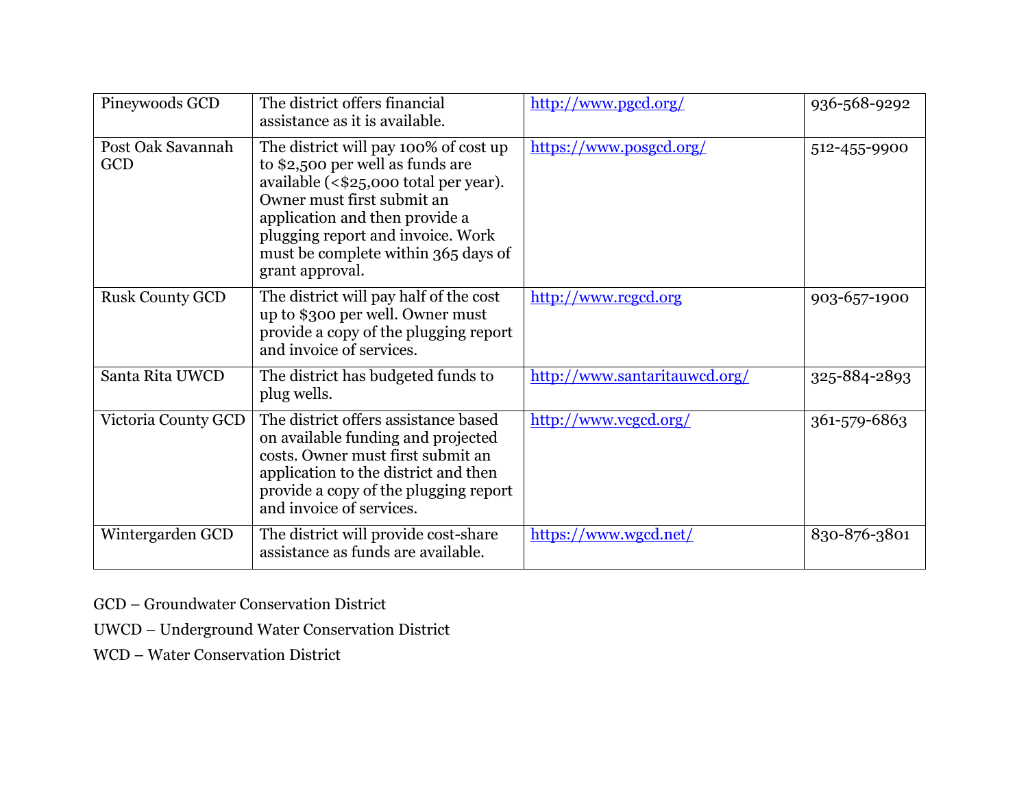| | | | |
|---|---|---|---|
| Pineywoods GCD | The district offers financial assistance as it is available. | http://www.pgcd.org/ | 936-568-9292 |
| Post Oak Savannah GCD | The district will pay 100% of cost up to $2,500 per well as funds are available (<$25,000 total per year). Owner must first submit an application and then provide a plugging report and invoice. Work must be complete within 365 days of grant approval. | https://www.posgcd.org/ | 512-455-9900 |
| Rusk County GCD | The district will pay half of the cost up to $300 per well. Owner must provide a copy of the plugging report and invoice of services. | http://www.rcgcd.org | 903-657-1900 |
| Santa Rita UWCD | The district has budgeted funds to plug wells. | http://www.santaritauwcd.org/ | 325-884-2893 |
| Victoria County GCD | The district offers assistance based on available funding and projected costs. Owner must first submit an application to the district and then provide a copy of the plugging report and invoice of services. | http://www.vcgcd.org/ | 361-579-6863 |
| Wintergarden GCD | The district will provide cost-share assistance as funds are available. | https://www.wgcd.net/ | 830-876-3801 |

GCD – Groundwater Conservation District

UWCD – Underground Water Conservation District

WCD – Water Conservation District